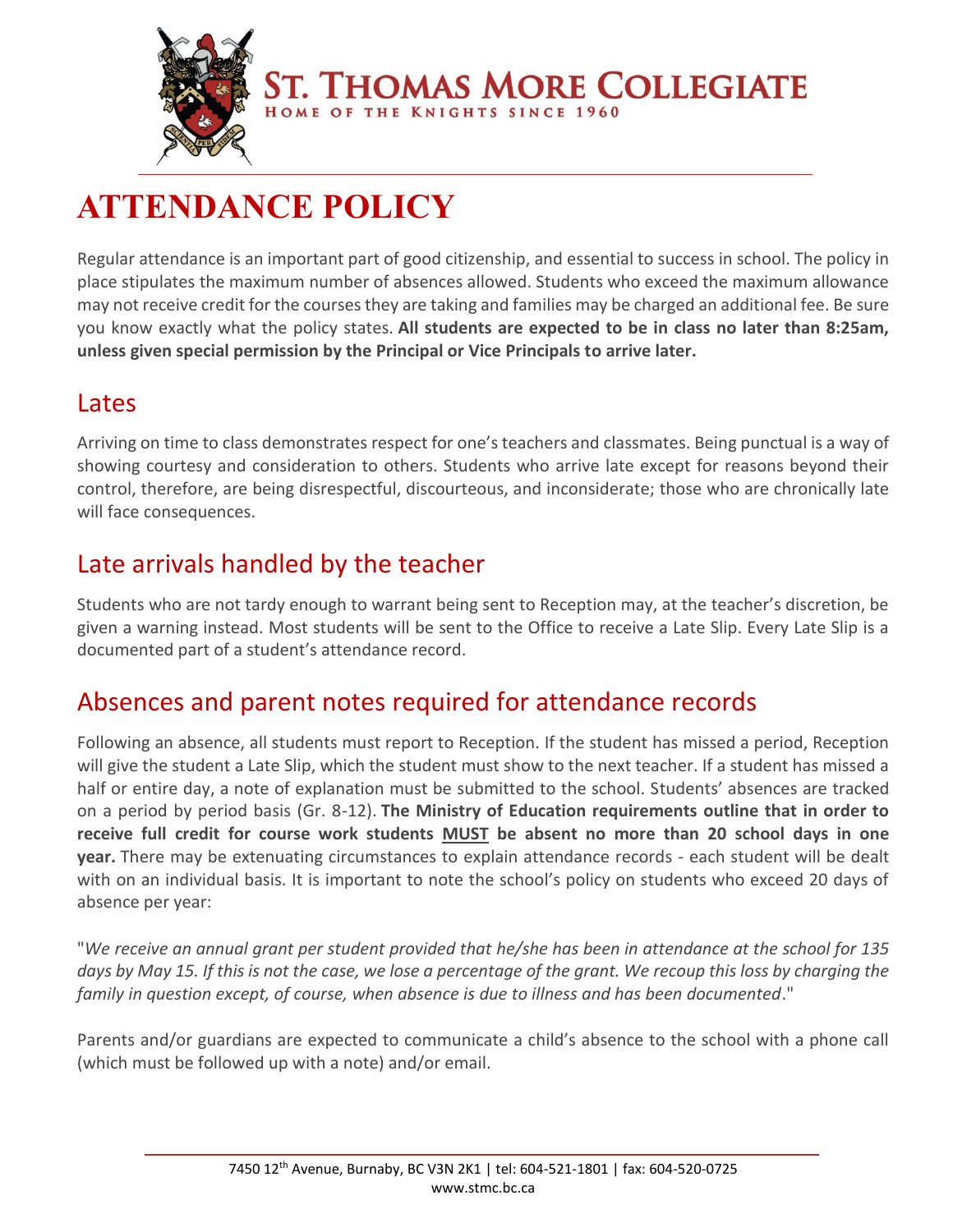# ST. THOMAS MORE COLLEGIATE

HOME OF THE KNIGHTS SINCE 1960

# ATTENDANCE POLICY

Regular attendance is an important part of good citizenship, and essential to success in school. The policy in place stipulates the maximum number of absences allowed. Students who exceed the maximum allowance may not receive credit for the courses they are taking and families may be charged an additional fee. Be sure you know exactly what the policy states. **All students are expected to be in class no later than 8:25am, unless given special permission by the Principal or Vice Principals to arrive later.**

## Lates

Arriving on time to class demonstrates respect for one's teachers and classmates. Being punctual is a way of showing courtesy and consideration to others. Students who arrive late except for reasons beyond their control, therefore, are being disrespectful, discourteous, and inconsiderate; those who are chronically late will face consequences.

## Late arrivals handled by the teacher

Students who are not tardy enough to warrant being sent to Reception may, at the teacher's discretion, be given a warning instead. Most students will be sent to the Office to receive a Late Slip. Every Late Slip is a documented part of a student's attendance record.

## Absences and parent notes required for attendance records

Following an absence, all students must report to Reception. If the student has missed a period, Reception will give the student a Late Slip, which the student must show to the next teacher. If a student has missed a half or entire day, a note of explanation must be submitted to the school. Students' absences are tracked on a period by period basis (Gr. 8-12). **The Ministry of Education requirements outline that in order to receive full credit for course work students MUST be absent no more than 20 school days in one year.** There may be extenuating circumstances to explain attendance records - each student will be dealt with on an individual basis. It is important to note the school's policy on students who exceed 20 days of absence per year:

"*We receive an annual grant per student provided that he/she has been in attendance at the school for 135 days by May 15. If this is not the case, we lose a percentage of the grant. We recoup this loss by charging the family in question except, of course, when absence is due to illness and has been documented*."

Parents and/or guardians are expected to communicate a child's absence to the school with a phone call (which must be followed up with a note) and/or email.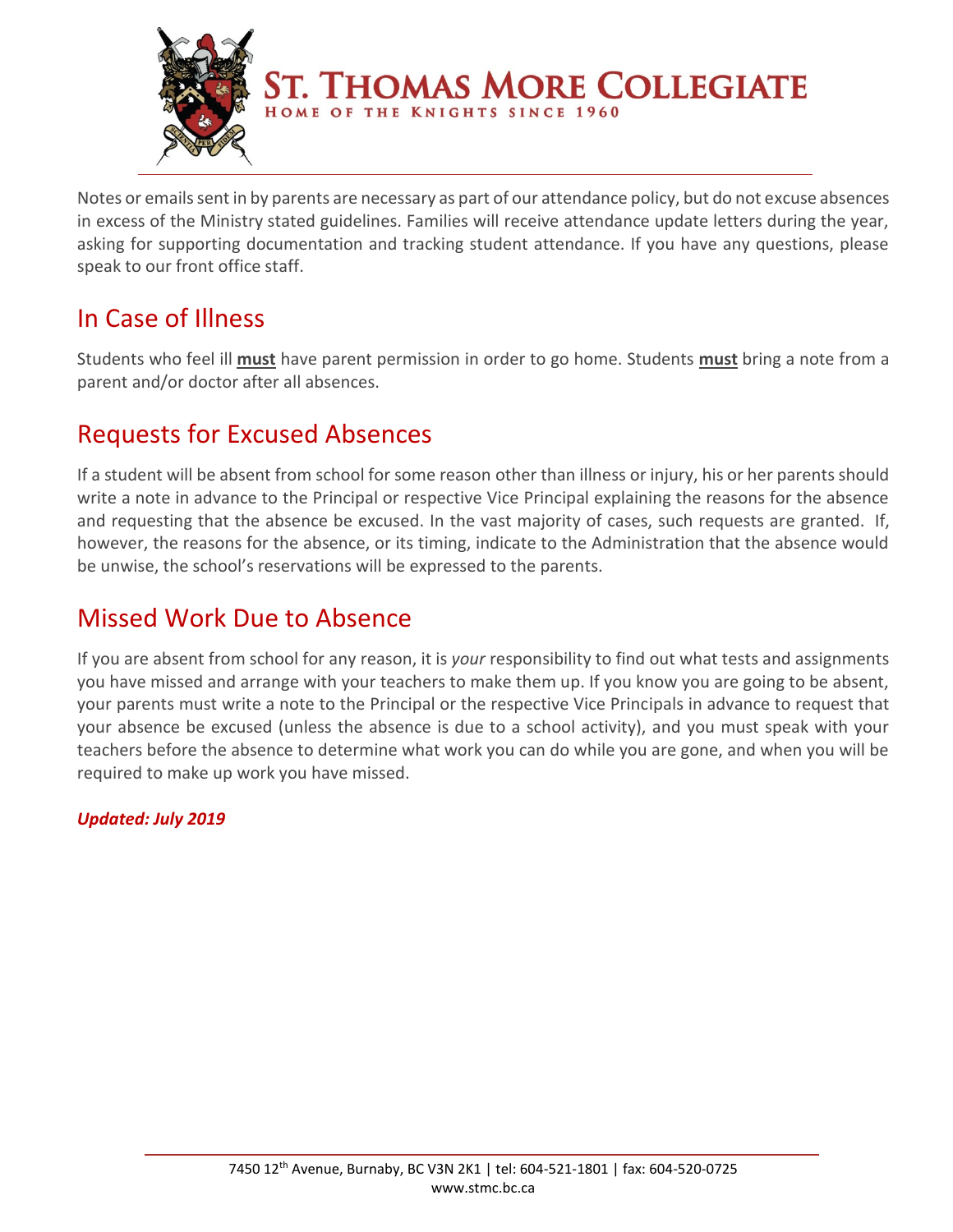Notes or emails sent in by parents are necessary as part of our attendance policy, but do not excuse absences in excess of the Ministry stated guidelines. Families will receive attendance update letters during the year, asking for supporting documentation and tracking student attendance. If you have any questions, please speak to our front office staff.

## In Case of Illness

Students who feel ill **must** have parent permission in order to go home. Students **must** bring a note from a parent and/or doctor after all absences.

## Requests for Excused Absences

If a student will be absent from school for some reason other than illness or injury, his or her parents should write a note in advance to the Principal or respective Vice Principal explaining the reasons for the absence and requesting that the absence be excused. In the vast majority of cases, such requests are granted. If, however, the reasons for the absence, or its timing, indicate to the Administration that the absence would be unwise, the school's reservations will be expressed to the parents.

## Missed Work Due to Absence

If you are absent from school for any reason, it is *your* responsibility to find out what tests and assignments you have missed and arrange with your teachers to make them up. If you know you are going to be absent, your parents must write a note to the Principal or the respective Vice Principals in advance to request that your absence be excused (unless the absence is due to a school activity), and you must speak with your teachers before the absence to determine what work you can do while you are gone, and when you will be required to make up work you have missed.

***Updated: July 2019***